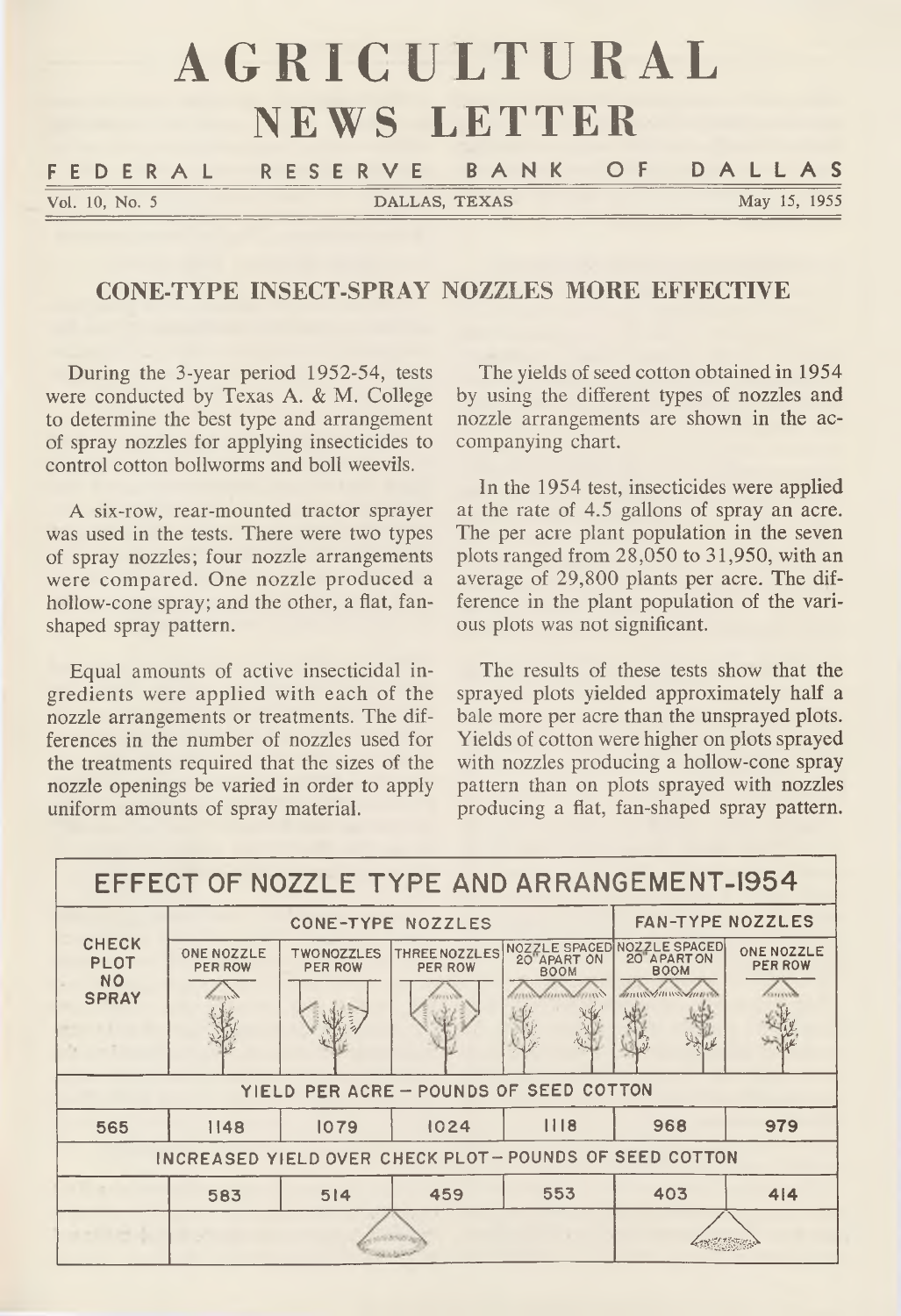# AGRICULTURAL NEWS LETTER

**FEDERAL RESERVE BANK OF DALLAS**

Vol. 10, No. 5 — DALLAS, TEXAS — May 15, 1955

## CONE-TYPE INSECT-SPRAY NOZZLES MORE EFFECTIVE

During the 3-year period 1952-54, tests were conducted by Texas A. & M. College to determine the best type and arrangement of spray nozzles for applying insecticides to control cotton bollworms and boll weevils.

A six-row, rear-mounted tractor sprayer was used in the tests. There were two types of spray nozzles; four nozzle arrangements were compared. One nozzle produced a hollow-cone spray; and the other, a flat, fan-shaped spray pattern.

Equal amounts of active insecticidal ingredients were applied with each of the nozzle arrangements or treatments. The differences in the number of nozzles used for the treatments required that the sizes of the nozzle openings be varied in order to apply uniform amounts of spray material.

The yields of seed cotton obtained in 1954 by using the different types of nozzles and nozzle arrangements are shown in the accompanying chart.

In the 1954 test, insecticides were applied at the rate of 4.5 gallons of spray an acre. The per acre plant population in the seven plots ranged from 28,050 to 31,950, with an average of 29,800 plants per acre. The difference in the plant population of the various plots was not significant.

The results of these tests show that the sprayed plots yielded approximately half a bale more per acre than the unsprayed plots. Yields of cotton were higher on plots sprayed with nozzles producing a hollow-cone spray pattern than on plots sprayed with nozzles producing a flat, fan-shaped spray pattern.

**EFFECT OF NOZZLE TYPE AND ARRANGEMENT-1954**

| CHECK PLOT NO SPRAY | CONE-TYPE NOZZLES | | | | FAN-TYPE NOZZLES | |
|---|---|---|---|---|---|---|
| | ONE NOZZLE PER ROW | TWO NOZZLES PER ROW | THREE NOZZLES PER ROW | NOZZLE SPACED 20" APART ON BOOM | NOZZLE SPACED 20" APART ON BOOM | ONE NOZZLE PER ROW |
| **YIELD PER ACRE – POUNDS OF SEED COTTON** | | | | | | |
| 565 | 1148 | 1079 | 1024 | 1118 | 968 | 979 |
| **INCREASED YIELD OVER CHECK PLOT – POUNDS OF SEED COTTON** | | | | | | |
| | 583 | 514 | 459 | 553 | 403 | 414 |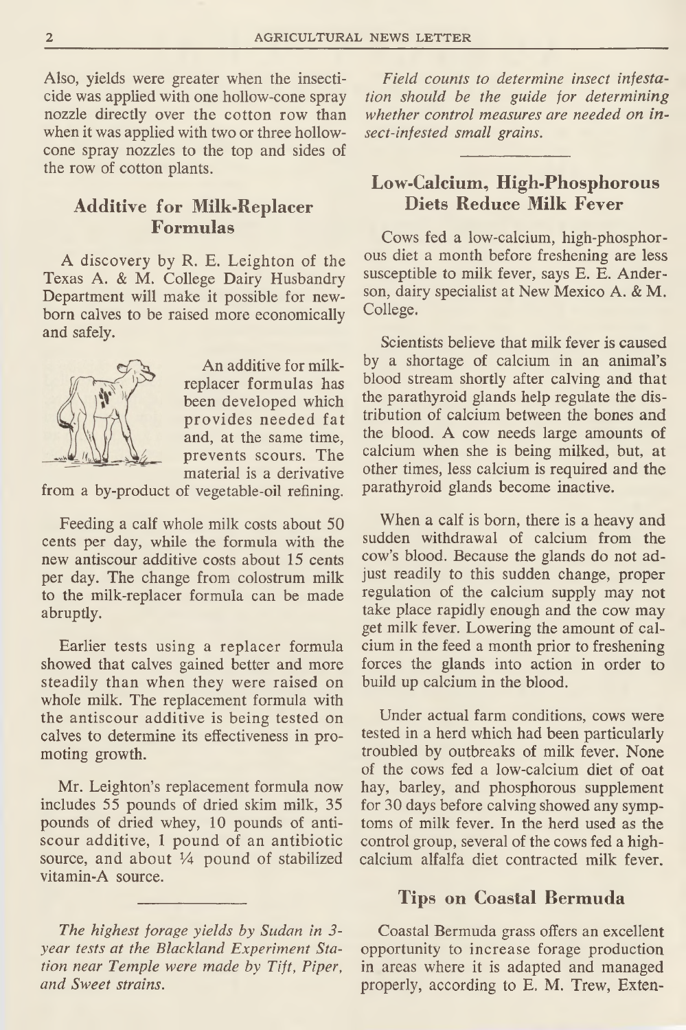Also, yields were greater when the insecticide was applied with one hollow-cone spray nozzle directly over the cotton row than when it was applied with two or three hollow-cone spray nozzles to the top and sides of the row of cotton plants.

## Additive for Milk-Replacer Formulas

A discovery by R. E. Leighton of the Texas A. & M. College Dairy Husbandry Department will make it possible for new-born calves to be raised more economically and safely.

An additive for milk-replacer formulas has been developed which provides needed fat and, at the same time, prevents scours. The material is a derivative from a by-product of vegetable-oil refining.

Feeding a calf whole milk costs about 50 cents per day, while the formula with the new antiscour additive costs about 15 cents per day. The change from colostrum milk to the milk-replacer formula can be made abruptly.

Earlier tests using a replacer formula showed that calves gained better and more steadily than when they were raised on whole milk. The replacement formula with the antiscour additive is being tested on calves to determine its effectiveness in promoting growth.

Mr. Leighton's replacement formula now includes 55 pounds of dried skim milk, 35 pounds of dried whey, 10 pounds of antiscour additive, 1 pound of an antibiotic source, and about ¼ pound of stabilized vitamin-A source.

---

*The highest forage yields by Sudan in 3-year tests at the Blackland Experiment Station near Temple were made by Tift, Piper, and Sweet strains.*

*Field counts to determine insect infestation should be the guide for determining whether control measures are needed on insect-infested small grains.*

---

## Low-Calcium, High-Phosphorous Diets Reduce Milk Fever

Cows fed a low-calcium, high-phosphorous diet a month before freshening are less susceptible to milk fever, says E. E. Anderson, dairy specialist at New Mexico A. & M. College.

Scientists believe that milk fever is caused by a shortage of calcium in an animal's blood stream shortly after calving and that the parathyroid glands help regulate the distribution of calcium between the bones and the blood. A cow needs large amounts of calcium when she is being milked, but, at other times, less calcium is required and the parathyroid glands become inactive.

When a calf is born, there is a heavy and sudden withdrawal of calcium from the cow's blood. Because the glands do not adjust readily to this sudden change, proper regulation of the calcium supply may not take place rapidly enough and the cow may get milk fever. Lowering the amount of calcium in the feed a month prior to freshening forces the glands into action in order to build up calcium in the blood.

Under actual farm conditions, cows were tested in a herd which had been particularly troubled by outbreaks of milk fever. None of the cows fed a low-calcium diet of oat hay, barley, and phosphorous supplement for 30 days before calving showed any symptoms of milk fever. In the herd used as the control group, several of the cows fed a high-calcium alfalfa diet contracted milk fever.

## Tips on Coastal Bermuda

Coastal Bermuda grass offers an excellent opportunity to increase forage production in areas where it is adapted and managed properly, according to E. M. Trew, Exten-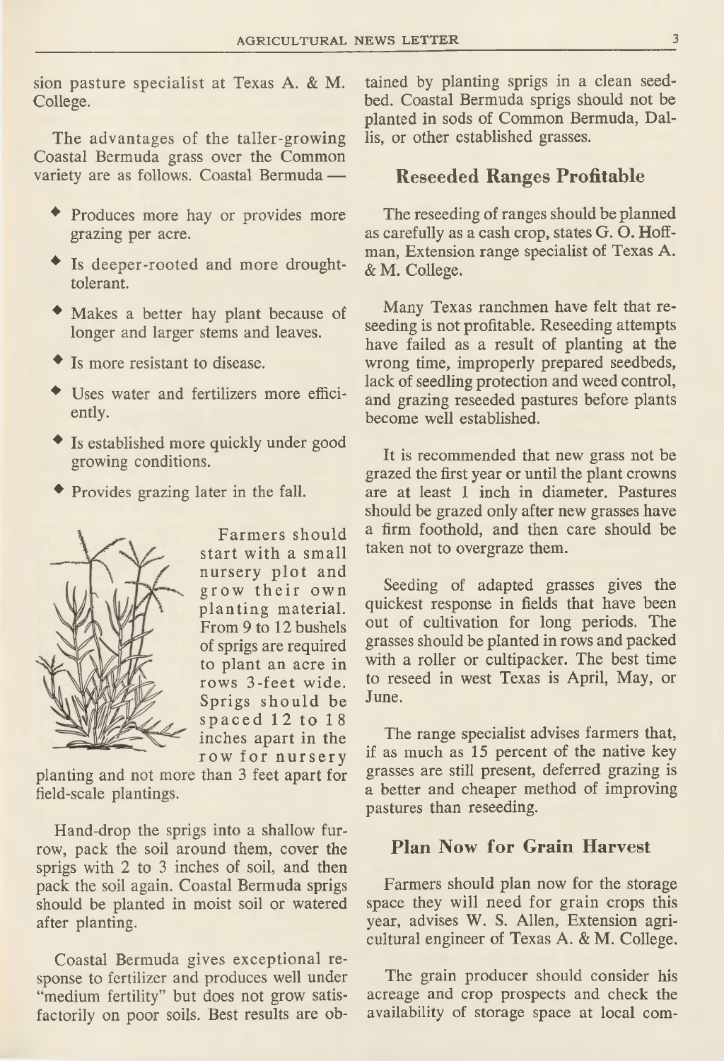sion pasture specialist at Texas A. & M. College.

The advantages of the taller-growing Coastal Bermuda grass over the Common variety are as follows. Coastal Bermuda —

- Produces more hay or provides more grazing per acre.
- Is deeper-rooted and more drought-tolerant.
- Makes a better hay plant because of longer and larger stems and leaves.
- Is more resistant to disease.
- Uses water and fertilizers more efficiently.
- Is established more quickly under good growing conditions.
- Provides grazing later in the fall.

Farmers should start with a small nursery plot and grow their own planting material. From 9 to 12 bushels of sprigs are required to plant an acre in rows 3-feet wide. Sprigs should be spaced 12 to 18 inches apart in the row for nursery planting and not more than 3 feet apart for field-scale plantings.

Hand-drop the sprigs into a shallow furrow, pack the soil around them, cover the sprigs with 2 to 3 inches of soil, and then pack the soil again. Coastal Bermuda sprigs should be planted in moist soil or watered after planting.

Coastal Bermuda gives exceptional response to fertilizer and produces well under "medium fertility" but does not grow satisfactorily on poor soils. Best results are obtained by planting sprigs in a clean seedbed. Coastal Bermuda sprigs should not be planted in sods of Common Bermuda, Dallis, or other established grasses.

## Reseeded Ranges Profitable

The reseeding of ranges should be planned as carefully as a cash crop, states G. O. Hoffman, Extension range specialist of Texas A. & M. College.

Many Texas ranchmen have felt that reseeding is not profitable. Reseeding attempts have failed as a result of planting at the wrong time, improperly prepared seedbeds, lack of seedling protection and weed control, and grazing reseeded pastures before plants become well established.

It is recommended that new grass not be grazed the first year or until the plant crowns are at least 1 inch in diameter. Pastures should be grazed only after new grasses have a firm foothold, and then care should be taken not to overgraze them.

Seeding of adapted grasses gives the quickest response in fields that have been out of cultivation for long periods. The grasses should be planted in rows and packed with a roller or cultipacker. The best time to reseed in west Texas is April, May, or June.

The range specialist advises farmers that, if as much as 15 percent of the native key grasses are still present, deferred grazing is a better and cheaper method of improving pastures than reseeding.

## Plan Now for Grain Harvest

Farmers should plan now for the storage space they will need for grain crops this year, advises W. S. Allen, Extension agricultural engineer of Texas A. & M. College.

The grain producer should consider his acreage and crop prospects and check the availability of storage space at local com-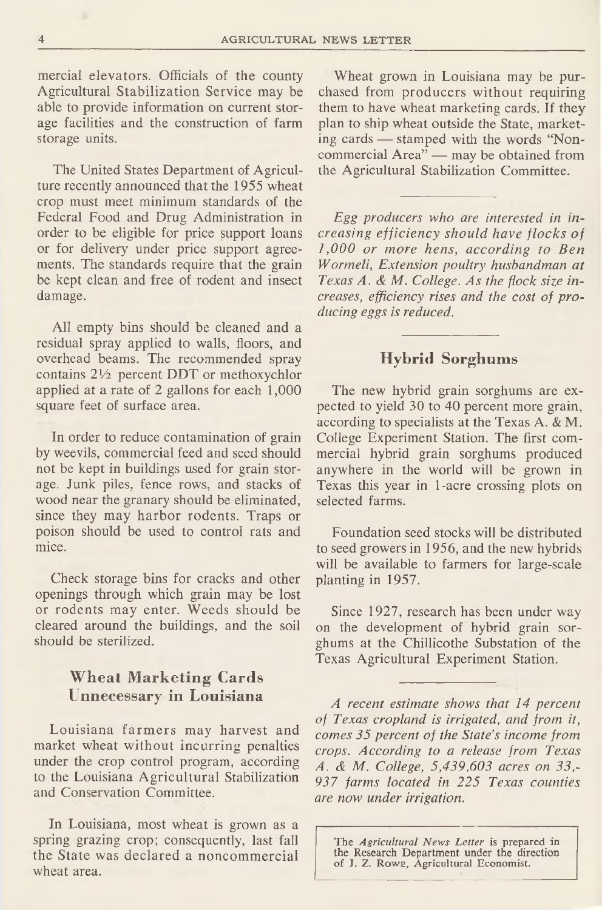mercial elevators. Officials of the county Agricultural Stabilization Service may be able to provide information on current storage facilities and the construction of farm storage units.

The United States Department of Agriculture recently announced that the 1955 wheat crop must meet minimum standards of the Federal Food and Drug Administration in order to be eligible for price support loans or for delivery under price support agreements. The standards require that the grain be kept clean and free of rodent and insect damage.

All empty bins should be cleaned and a residual spray applied to walls, floors, and overhead beams. The recommended spray contains 2½ percent DDT or methoxychlor applied at a rate of 2 gallons for each 1,000 square feet of surface area.

In order to reduce contamination of grain by weevils, commercial feed and seed should not be kept in buildings used for grain storage. Junk piles, fence rows, and stacks of wood near the granary should be eliminated, since they may harbor rodents. Traps or poison should be used to control rats and mice.

Check storage bins for cracks and other openings through which grain may be lost or rodents may enter. Weeds should be cleared around the buildings, and the soil should be sterilized.

## Wheat Marketing Cards Unnecessary in Louisiana

Louisiana farmers may harvest and market wheat without incurring penalties under the crop control program, according to the Louisiana Agricultural Stabilization and Conservation Committee.

In Louisiana, most wheat is grown as a spring grazing crop; consequently, last fall the State was declared a noncommercial wheat area.

Wheat grown in Louisiana may be purchased from producers without requiring them to have wheat marketing cards. If they plan to ship wheat outside the State, marketing cards — stamped with the words "Noncommercial Area" — may be obtained from the Agricultural Stabilization Committee.

---

*Egg producers who are interested in increasing efficiency should have flocks of 1,000 or more hens, according to Ben Wormeli, Extension poultry husbandman at Texas A. & M. College. As the flock size increases, efficiency rises and the cost of producing eggs is reduced.*

---

## Hybrid Sorghums

The new hybrid grain sorghums are expected to yield 30 to 40 percent more grain, according to specialists at the Texas A. & M. College Experiment Station. The first commercial hybrid grain sorghums produced anywhere in the world will be grown in Texas this year in 1-acre crossing plots on selected farms.

Foundation seed stocks will be distributed to seed growers in 1956, and the new hybrids will be available to farmers for large-scale planting in 1957.

Since 1927, research has been under way on the development of hybrid grain sorghums at the Chillicothe Substation of the Texas Agricultural Experiment Station.

---

*A recent estimate shows that 14 percent of Texas cropland is irrigated, and from it, comes 35 percent of the State's income from crops. According to a release from Texas A. & M. College, 5,439,603 acres on 33,937 farms located in 225 Texas counties are now under irrigation.*

The *Agricultural News Letter* is prepared in the Research Department under the direction of J. Z. Rowe, Agricultural Economist.